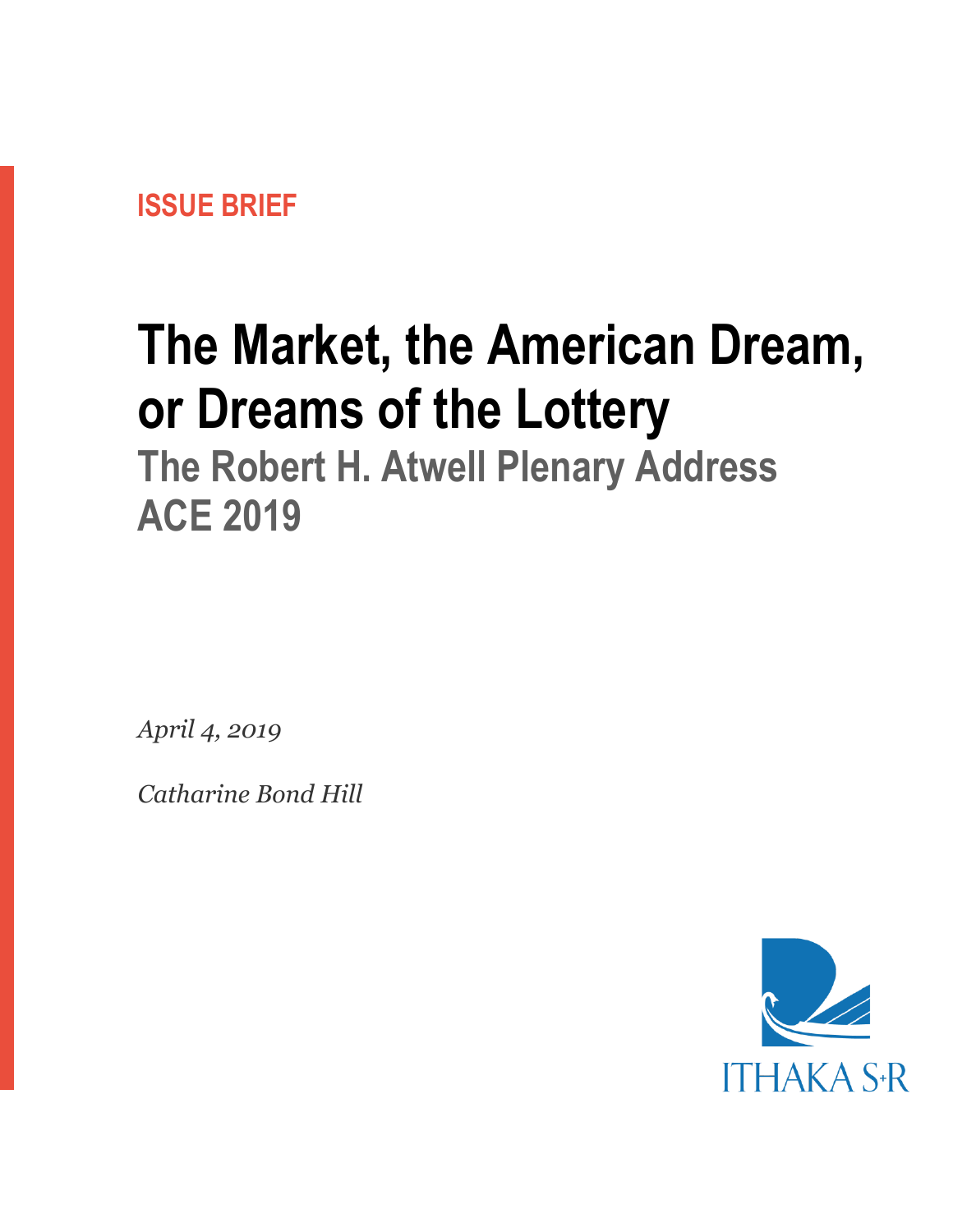ISSUE BRIEF

# The Market, the American Dream, or Dreams of the Lottery

## The Robert H. Atwell Plenary Address ACE 2019

*April 4, 2019*

*Catharine Bond Hill*

ITHAKA S+R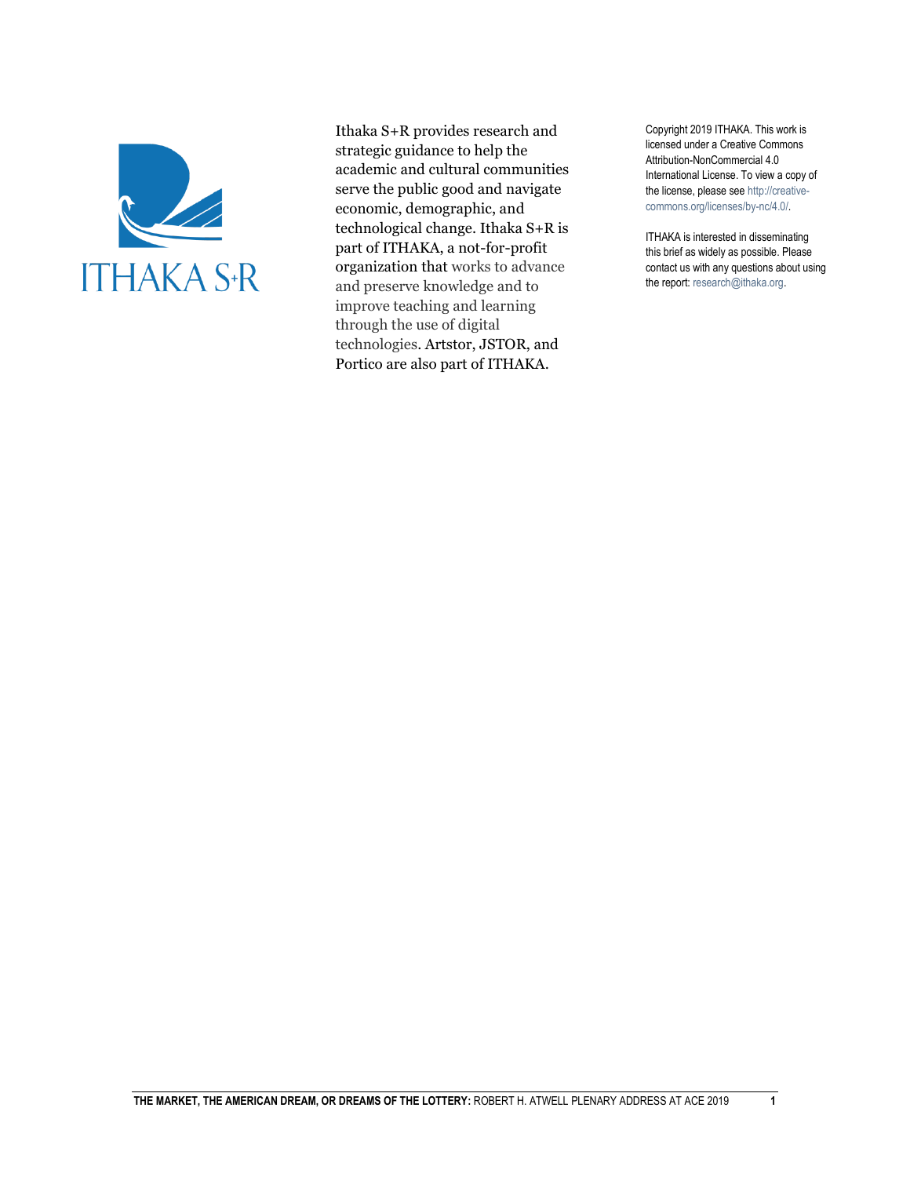ITHAKA S+R

Ithaka S+R provides research and strategic guidance to help the academic and cultural communities serve the public good and navigate economic, demographic, and technological change. Ithaka S+R is part of ITHAKA, a not-for-profit organization that works to advance and preserve knowledge and to improve teaching and learning through the use of digital technologies. Artstor, JSTOR, and Portico are also part of ITHAKA.

Copyright 2019 ITHAKA. This work is licensed under a Creative Commons Attribution-NonCommercial 4.0 International License. To view a copy of the license, please see http://creative-commons.org/licenses/by-nc/4.0/.

ITHAKA is interested in disseminating this brief as widely as possible. Please contact us with any questions about using the report: research@ithaka.org.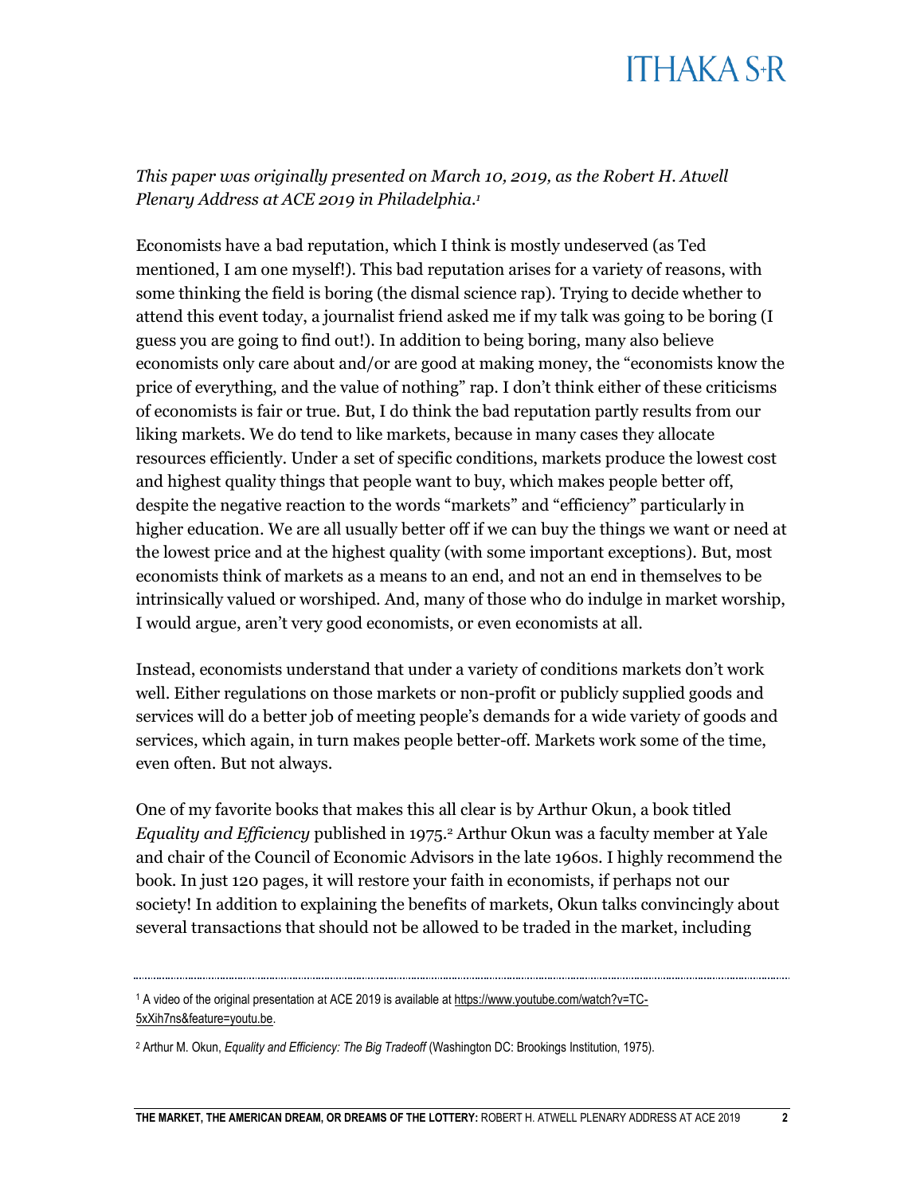*This paper was originally presented on March 10, 2019, as the Robert H. Atwell Plenary Address at ACE 2019 in Philadelphia.*[1]

Economists have a bad reputation, which I think is mostly undeserved (as Ted mentioned, I am one myself!). This bad reputation arises for a variety of reasons, with some thinking the field is boring (the dismal science rap). Trying to decide whether to attend this event today, a journalist friend asked me if my talk was going to be boring (I guess you are going to find out!). In addition to being boring, many also believe economists only care about and/or are good at making money, the "economists know the price of everything, and the value of nothing" rap. I don't think either of these criticisms of economists is fair or true. But, I do think the bad reputation partly results from our liking markets. We do tend to like markets, because in many cases they allocate resources efficiently. Under a set of specific conditions, markets produce the lowest cost and highest quality things that people want to buy, which makes people better off, despite the negative reaction to the words "markets" and "efficiency" particularly in higher education. We are all usually better off if we can buy the things we want or need at the lowest price and at the highest quality (with some important exceptions). But, most economists think of markets as a means to an end, and not an end in themselves to be intrinsically valued or worshiped. And, many of those who do indulge in market worship, I would argue, aren't very good economists, or even economists at all.

Instead, economists understand that under a variety of conditions markets don't work well. Either regulations on those markets or non-profit or publicly supplied goods and services will do a better job of meeting people's demands for a wide variety of goods and services, which again, in turn makes people better-off. Markets work some of the time, even often. But not always.

One of my favorite books that makes this all clear is by Arthur Okun, a book titled *Equality and Efficiency* published in 1975.[2] Arthur Okun was a faculty member at Yale and chair of the Council of Economic Advisors in the late 1960s. I highly recommend the book. In just 120 pages, it will restore your faith in economists, if perhaps not our society! In addition to explaining the benefits of markets, Okun talks convincingly about several transactions that should not be allowed to be traded in the market, including

---

[1] A video of the original presentation at ACE 2019 is available at https://www.youtube.com/watch?v=TC-5xXih7ns&feature=youtu.be.

[2] Arthur M. Okun, *Equality and Efficiency: The Big Tradeoff* (Washington DC: Brookings Institution, 1975).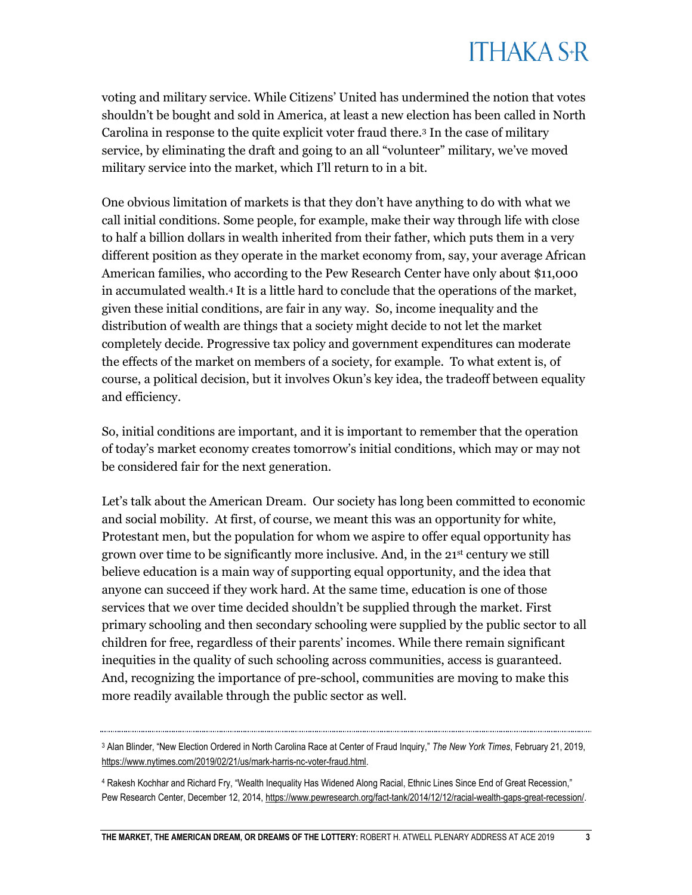voting and military service. While Citizens' United has undermined the notion that votes shouldn't be bought and sold in America, at least a new election has been called in North Carolina in response to the quite explicit voter fraud there.[3] In the case of military service, by eliminating the draft and going to an all "volunteer" military, we've moved military service into the market, which I'll return to in a bit.

One obvious limitation of markets is that they don't have anything to do with what we call initial conditions. Some people, for example, make their way through life with close to half a billion dollars in wealth inherited from their father, which puts them in a very different position as they operate in the market economy from, say, your average African American families, who according to the Pew Research Center have only about $11,000 in accumulated wealth.[4] It is a little hard to conclude that the operations of the market, given these initial conditions, are fair in any way. So, income inequality and the distribution of wealth are things that a society might decide to not let the market completely decide. Progressive tax policy and government expenditures can moderate the effects of the market on members of a society, for example. To what extent is, of course, a political decision, but it involves Okun's key idea, the tradeoff between equality and efficiency.

So, initial conditions are important, and it is important to remember that the operation of today's market economy creates tomorrow's initial conditions, which may or may not be considered fair for the next generation.

Let's talk about the American Dream. Our society has long been committed to economic and social mobility. At first, of course, we meant this was an opportunity for white, Protestant men, but the population for whom we aspire to offer equal opportunity has grown over time to be significantly more inclusive. And, in the 21st century we still believe education is a main way of supporting equal opportunity, and the idea that anyone can succeed if they work hard. At the same time, education is one of those services that we over time decided shouldn't be supplied through the market. First primary schooling and then secondary schooling were supplied by the public sector to all children for free, regardless of their parents' incomes. While there remain significant inequities in the quality of such schooling across communities, access is guaranteed. And, recognizing the importance of pre-school, communities are moving to make this more readily available through the public sector as well.

---

[3] Alan Blinder, "New Election Ordered in North Carolina Race at Center of Fraud Inquiry," *The New York Times*, February 21, 2019, https://www.nytimes.com/2019/02/21/us/mark-harris-nc-voter-fraud.html.

[4] Rakesh Kochhar and Richard Fry, "Wealth Inequality Has Widened Along Racial, Ethnic Lines Since End of Great Recession," Pew Research Center, December 12, 2014, https://www.pewresearch.org/fact-tank/2014/12/12/racial-wealth-gaps-great-recession/.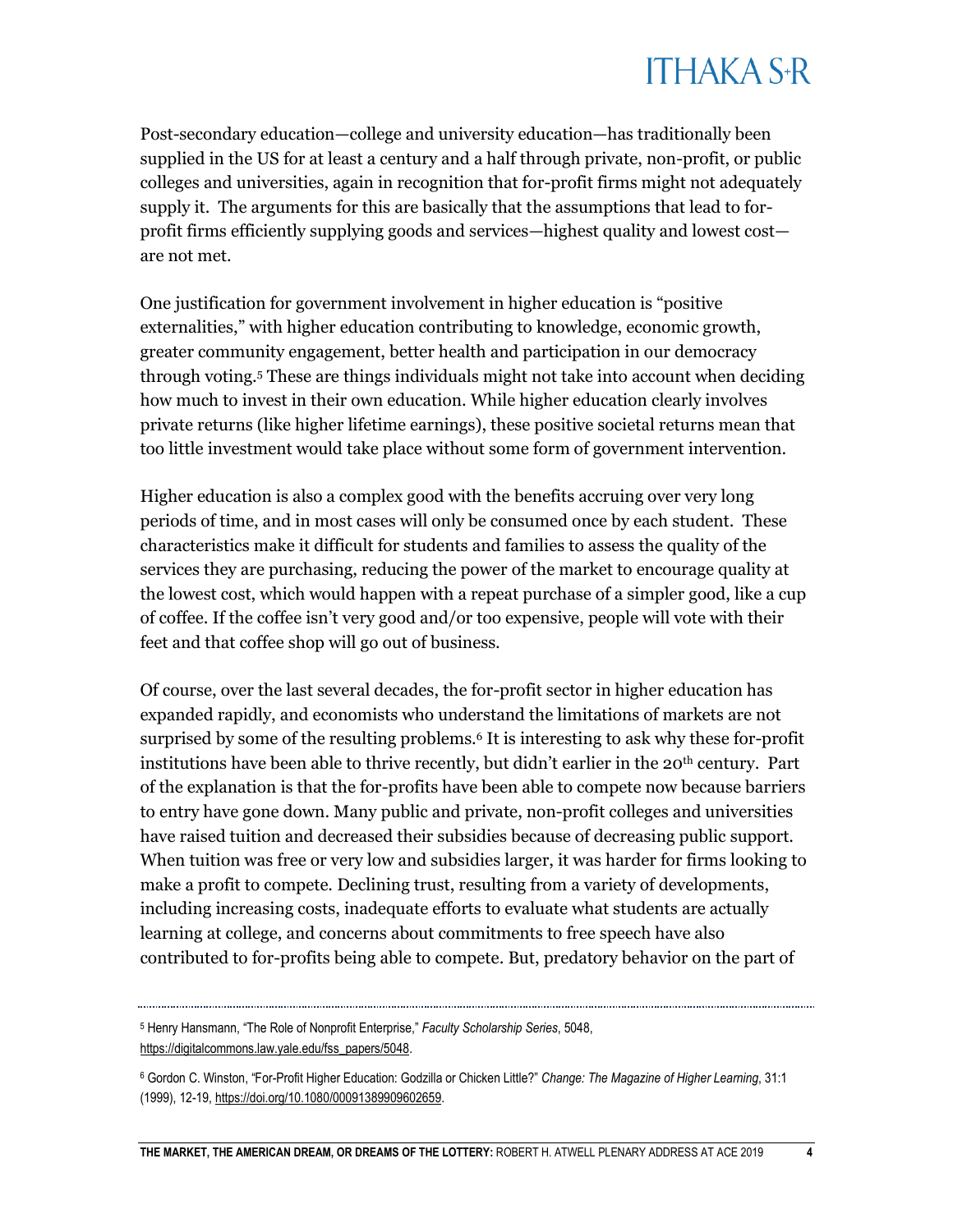Post-secondary education—college and university education—has traditionally been supplied in the US for at least a century and a half through private, non-profit, or public colleges and universities, again in recognition that for-profit firms might not adequately supply it. The arguments for this are basically that the assumptions that lead to for-profit firms efficiently supplying goods and services—highest quality and lowest cost—are not met.

One justification for government involvement in higher education is "positive externalities," with higher education contributing to knowledge, economic growth, greater community engagement, better health and participation in our democracy through voting.[5] These are things individuals might not take into account when deciding how much to invest in their own education. While higher education clearly involves private returns (like higher lifetime earnings), these positive societal returns mean that too little investment would take place without some form of government intervention.

Higher education is also a complex good with the benefits accruing over very long periods of time, and in most cases will only be consumed once by each student. These characteristics make it difficult for students and families to assess the quality of the services they are purchasing, reducing the power of the market to encourage quality at the lowest cost, which would happen with a repeat purchase of a simpler good, like a cup of coffee. If the coffee isn't very good and/or too expensive, people will vote with their feet and that coffee shop will go out of business.

Of course, over the last several decades, the for-profit sector in higher education has expanded rapidly, and economists who understand the limitations of markets are not surprised by some of the resulting problems.[6] It is interesting to ask why these for-profit institutions have been able to thrive recently, but didn't earlier in the 20th century. Part of the explanation is that the for-profits have been able to compete now because barriers to entry have gone down. Many public and private, non-profit colleges and universities have raised tuition and decreased their subsidies because of decreasing public support. When tuition was free or very low and subsidies larger, it was harder for firms looking to make a profit to compete. Declining trust, resulting from a variety of developments, including increasing costs, inadequate efforts to evaluate what students are actually learning at college, and concerns about commitments to free speech have also contributed to for-profits being able to compete. But, predatory behavior on the part of

---

[5] Henry Hansmann, "The Role of Nonprofit Enterprise," *Faculty Scholarship Series*, 5048, https://digitalcommons.law.yale.edu/fss_papers/5048.

[6] Gordon C. Winston, "For-Profit Higher Education: Godzilla or Chicken Little?" *Change: The Magazine of Higher Learning*, 31:1 (1999), 12-19, https://doi.org/10.1080/00091389909602659.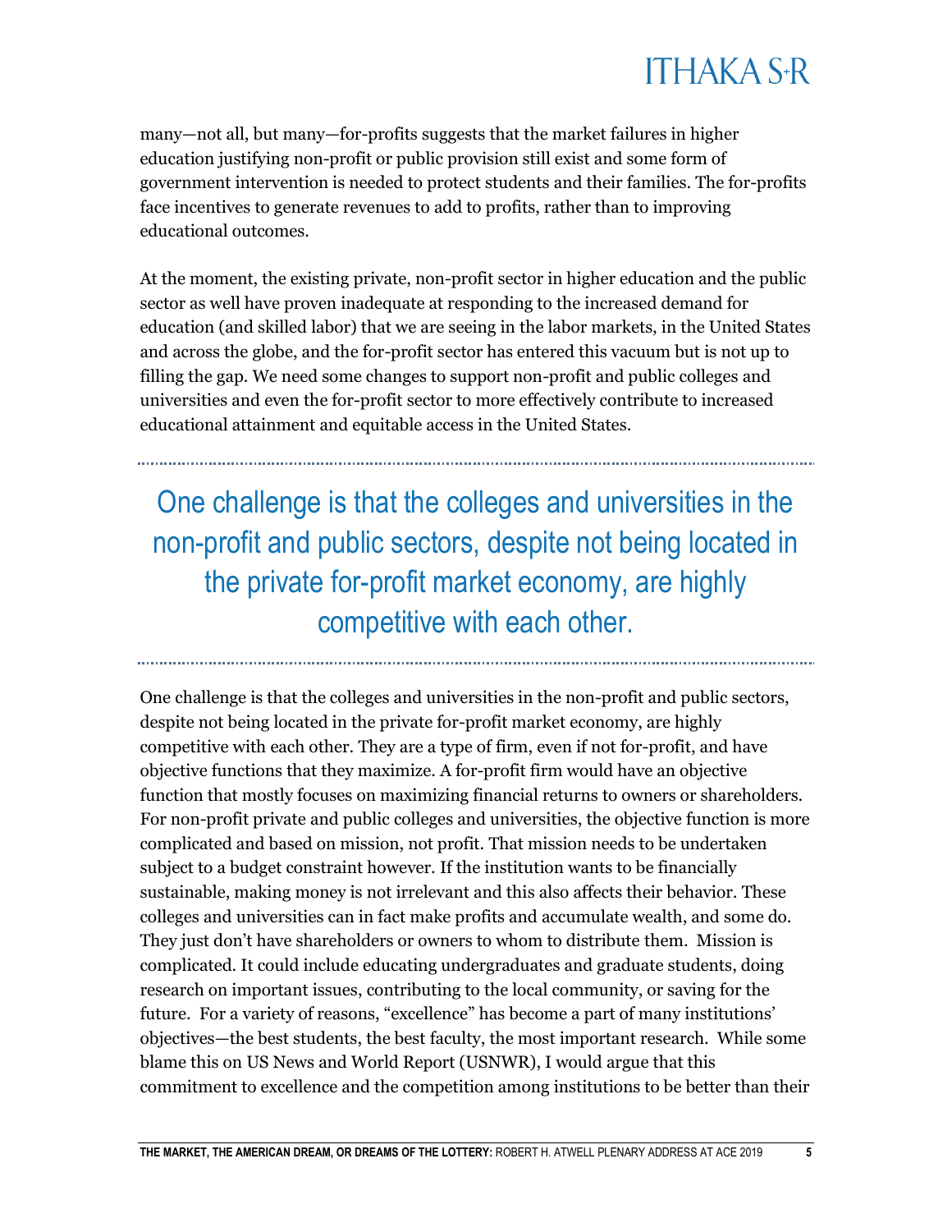many—not all, but many—for-profits suggests that the market failures in higher education justifying non-profit or public provision still exist and some form of government intervention is needed to protect students and their families. The for-profits face incentives to generate revenues to add to profits, rather than to improving educational outcomes.

At the moment, the existing private, non-profit sector in higher education and the public sector as well have proven inadequate at responding to the increased demand for education (and skilled labor) that we are seeing in the labor markets, in the United States and across the globe, and the for-profit sector has entered this vacuum but is not up to filling the gap. We need some changes to support non-profit and public colleges and universities and even the for-profit sector to more effectively contribute to increased educational attainment and equitable access in the United States.

> One challenge is that the colleges and universities in the non-profit and public sectors, despite not being located in the private for-profit market economy, are highly competitive with each other.

One challenge is that the colleges and universities in the non-profit and public sectors, despite not being located in the private for-profit market economy, are highly competitive with each other. They are a type of firm, even if not for-profit, and have objective functions that they maximize. A for-profit firm would have an objective function that mostly focuses on maximizing financial returns to owners or shareholders. For non-profit private and public colleges and universities, the objective function is more complicated and based on mission, not profit. That mission needs to be undertaken subject to a budget constraint however. If the institution wants to be financially sustainable, making money is not irrelevant and this also affects their behavior. These colleges and universities can in fact make profits and accumulate wealth, and some do. They just don't have shareholders or owners to whom to distribute them. Mission is complicated. It could include educating undergraduates and graduate students, doing research on important issues, contributing to the local community, or saving for the future. For a variety of reasons, "excellence" has become a part of many institutions' objectives—the best students, the best faculty, the most important research. While some blame this on US News and World Report (USNWR), I would argue that this commitment to excellence and the competition among institutions to be better than their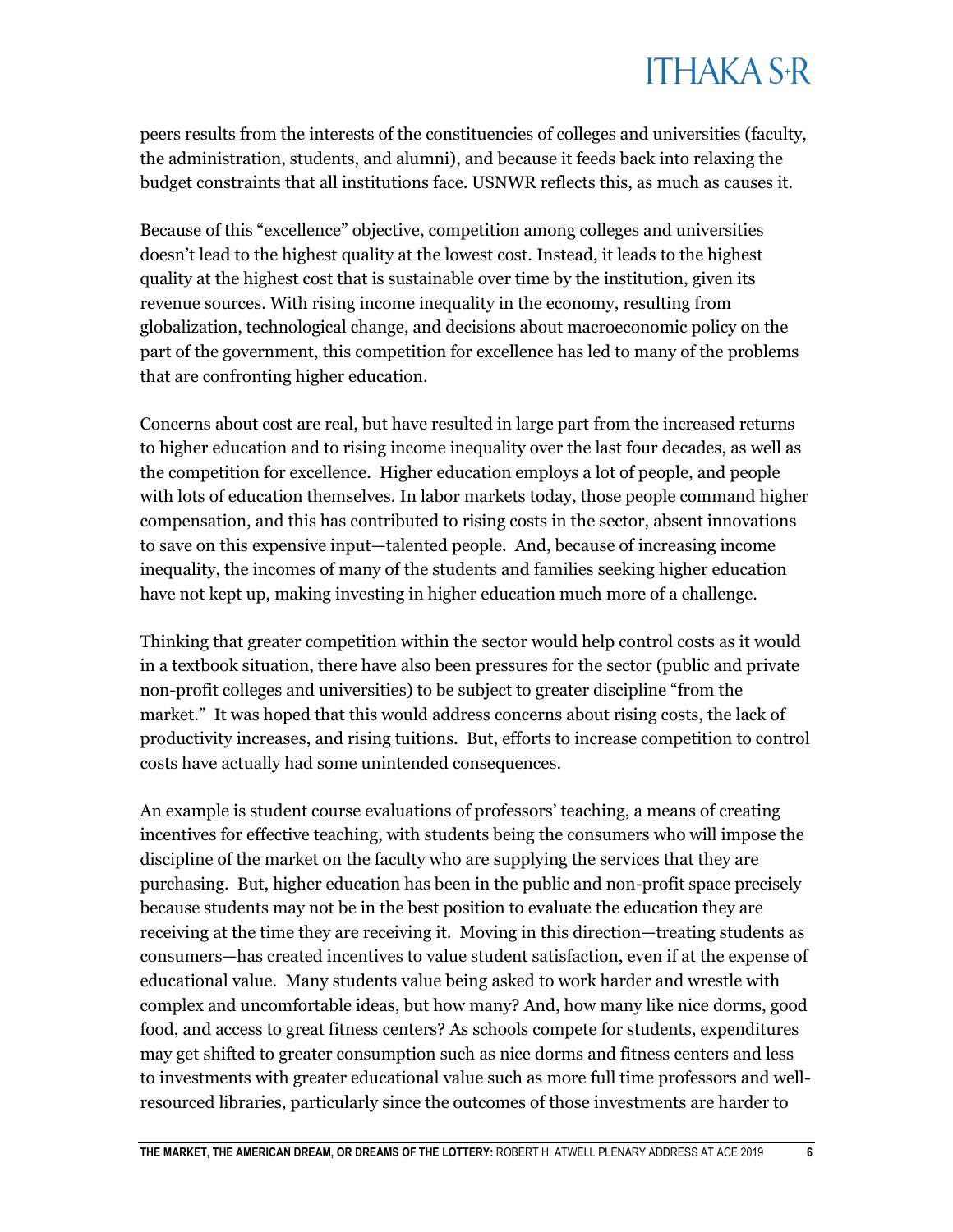peers results from the interests of the constituencies of colleges and universities (faculty, the administration, students, and alumni), and because it feeds back into relaxing the budget constraints that all institutions face. USNWR reflects this, as much as causes it.

Because of this "excellence" objective, competition among colleges and universities doesn't lead to the highest quality at the lowest cost. Instead, it leads to the highest quality at the highest cost that is sustainable over time by the institution, given its revenue sources. With rising income inequality in the economy, resulting from globalization, technological change, and decisions about macroeconomic policy on the part of the government, this competition for excellence has led to many of the problems that are confronting higher education.

Concerns about cost are real, but have resulted in large part from the increased returns to higher education and to rising income inequality over the last four decades, as well as the competition for excellence. Higher education employs a lot of people, and people with lots of education themselves. In labor markets today, those people command higher compensation, and this has contributed to rising costs in the sector, absent innovations to save on this expensive input—talented people. And, because of increasing income inequality, the incomes of many of the students and families seeking higher education have not kept up, making investing in higher education much more of a challenge.

Thinking that greater competition within the sector would help control costs as it would in a textbook situation, there have also been pressures for the sector (public and private non-profit colleges and universities) to be subject to greater discipline "from the market." It was hoped that this would address concerns about rising costs, the lack of productivity increases, and rising tuitions. But, efforts to increase competition to control costs have actually had some unintended consequences.

An example is student course evaluations of professors' teaching, a means of creating incentives for effective teaching, with students being the consumers who will impose the discipline of the market on the faculty who are supplying the services that they are purchasing. But, higher education has been in the public and non-profit space precisely because students may not be in the best position to evaluate the education they are receiving at the time they are receiving it. Moving in this direction—treating students as consumers—has created incentives to value student satisfaction, even if at the expense of educational value. Many students value being asked to work harder and wrestle with complex and uncomfortable ideas, but how many? And, how many like nice dorms, good food, and access to great fitness centers? As schools compete for students, expenditures may get shifted to greater consumption such as nice dorms and fitness centers and less to investments with greater educational value such as more full time professors and well-resourced libraries, particularly since the outcomes of those investments are harder to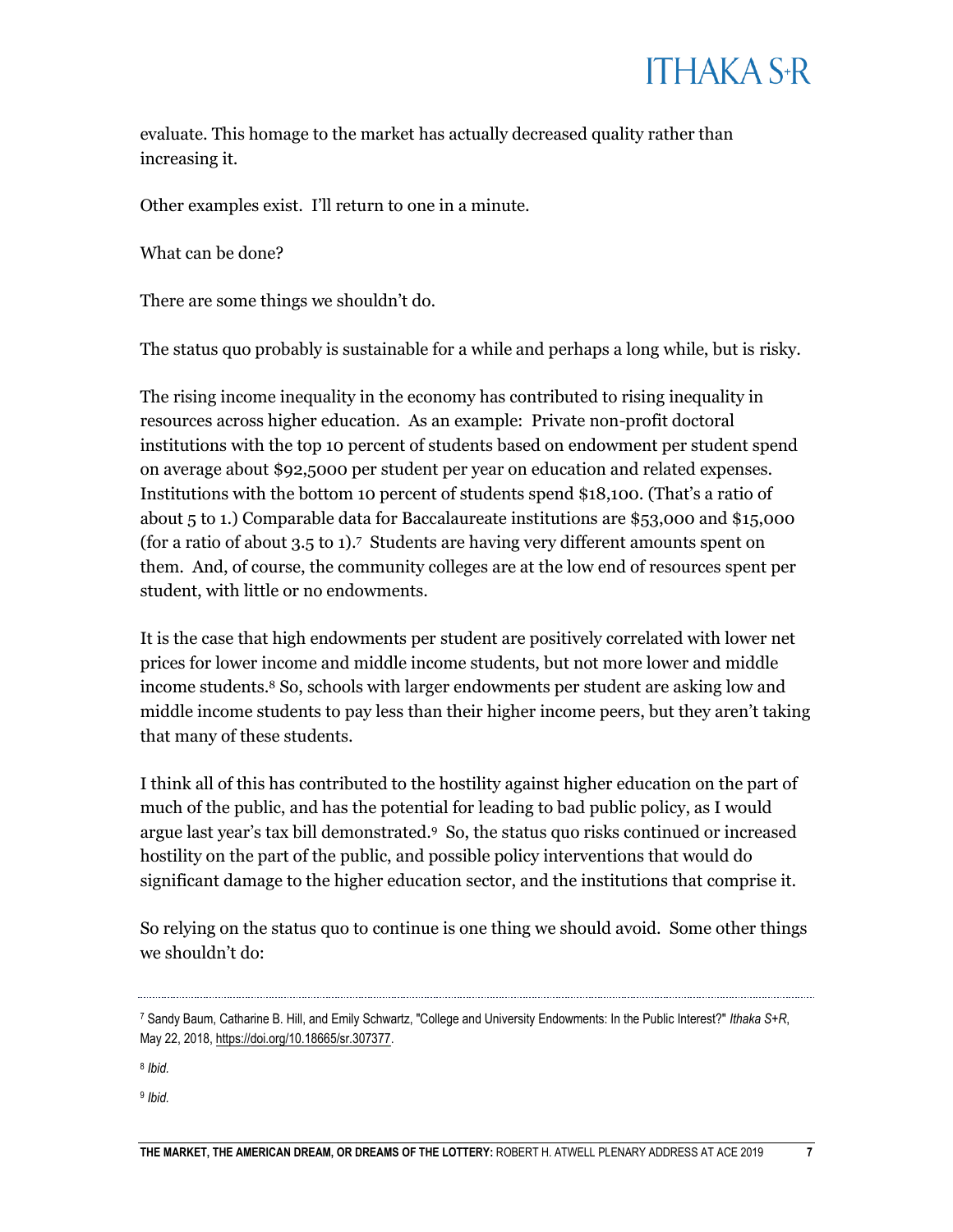evaluate. This homage to the market has actually decreased quality rather than increasing it.

Other examples exist. I'll return to one in a minute.

What can be done?

There are some things we shouldn't do.

The status quo probably is sustainable for a while and perhaps a long while, but is risky.

The rising income inequality in the economy has contributed to rising inequality in resources across higher education. As an example: Private non-profit doctoral institutions with the top 10 percent of students based on endowment per student spend on average about $92,5000 per student per year on education and related expenses. Institutions with the bottom 10 percent of students spend $18,100. (That's a ratio of about 5 to 1.) Comparable data for Baccalaureate institutions are $53,000 and $15,000 (for a ratio of about 3.5 to 1).[7] Students are having very different amounts spent on them. And, of course, the community colleges are at the low end of resources spent per student, with little or no endowments.

It is the case that high endowments per student are positively correlated with lower net prices for lower income and middle income students, but not more lower and middle income students.[8] So, schools with larger endowments per student are asking low and middle income students to pay less than their higher income peers, but they aren't taking that many of these students.

I think all of this has contributed to the hostility against higher education on the part of much of the public, and has the potential for leading to bad public policy, as I would argue last year's tax bill demonstrated.[9] So, the status quo risks continued or increased hostility on the part of the public, and possible policy interventions that would do significant damage to the higher education sector, and the institutions that comprise it.

So relying on the status quo to continue is one thing we should avoid. Some other things we shouldn't do:

---

[7] Sandy Baum, Catharine B. Hill, and Emily Schwartz, "College and University Endowments: In the Public Interest?" *Ithaka S+R*, May 22, 2018, https://doi.org/10.18665/sr.307377.

[8] *Ibid.*

[9] *Ibid.*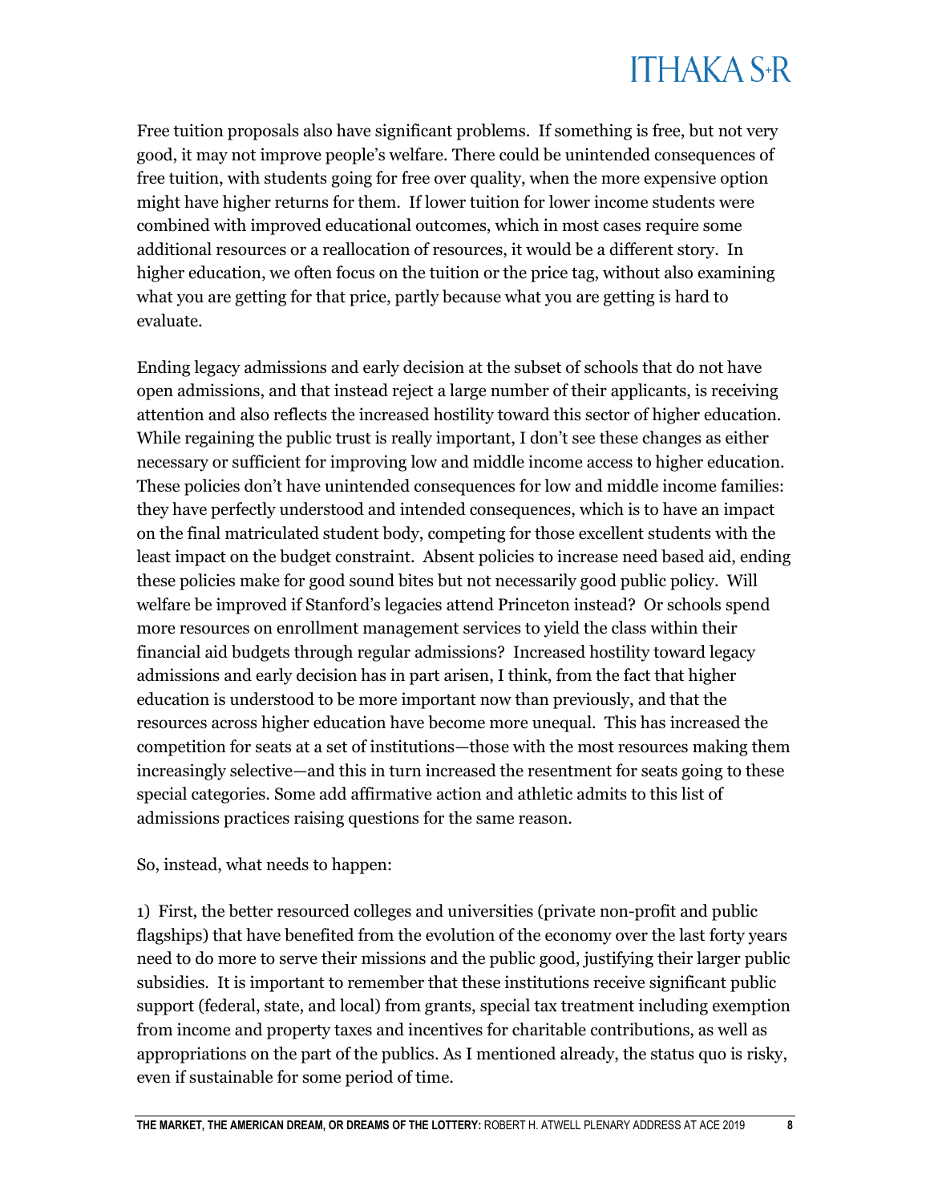Free tuition proposals also have significant problems. If something is free, but not very good, it may not improve people's welfare. There could be unintended consequences of free tuition, with students going for free over quality, when the more expensive option might have higher returns for them. If lower tuition for lower income students were combined with improved educational outcomes, which in most cases require some additional resources or a reallocation of resources, it would be a different story. In higher education, we often focus on the tuition or the price tag, without also examining what you are getting for that price, partly because what you are getting is hard to evaluate.

Ending legacy admissions and early decision at the subset of schools that do not have open admissions, and that instead reject a large number of their applicants, is receiving attention and also reflects the increased hostility toward this sector of higher education. While regaining the public trust is really important, I don't see these changes as either necessary or sufficient for improving low and middle income access to higher education. These policies don't have unintended consequences for low and middle income families: they have perfectly understood and intended consequences, which is to have an impact on the final matriculated student body, competing for those excellent students with the least impact on the budget constraint. Absent policies to increase need based aid, ending these policies make for good sound bites but not necessarily good public policy. Will welfare be improved if Stanford's legacies attend Princeton instead? Or schools spend more resources on enrollment management services to yield the class within their financial aid budgets through regular admissions? Increased hostility toward legacy admissions and early decision has in part arisen, I think, from the fact that higher education is understood to be more important now than previously, and that the resources across higher education have become more unequal. This has increased the competition for seats at a set of institutions—those with the most resources making them increasingly selective—and this in turn increased the resentment for seats going to these special categories. Some add affirmative action and athletic admits to this list of admissions practices raising questions for the same reason.

So, instead, what needs to happen:

1) First, the better resourced colleges and universities (private non-profit and public flagships) that have benefited from the evolution of the economy over the last forty years need to do more to serve their missions and the public good, justifying their larger public subsidies. It is important to remember that these institutions receive significant public support (federal, state, and local) from grants, special tax treatment including exemption from income and property taxes and incentives for charitable contributions, as well as appropriations on the part of the publics. As I mentioned already, the status quo is risky, even if sustainable for some period of time.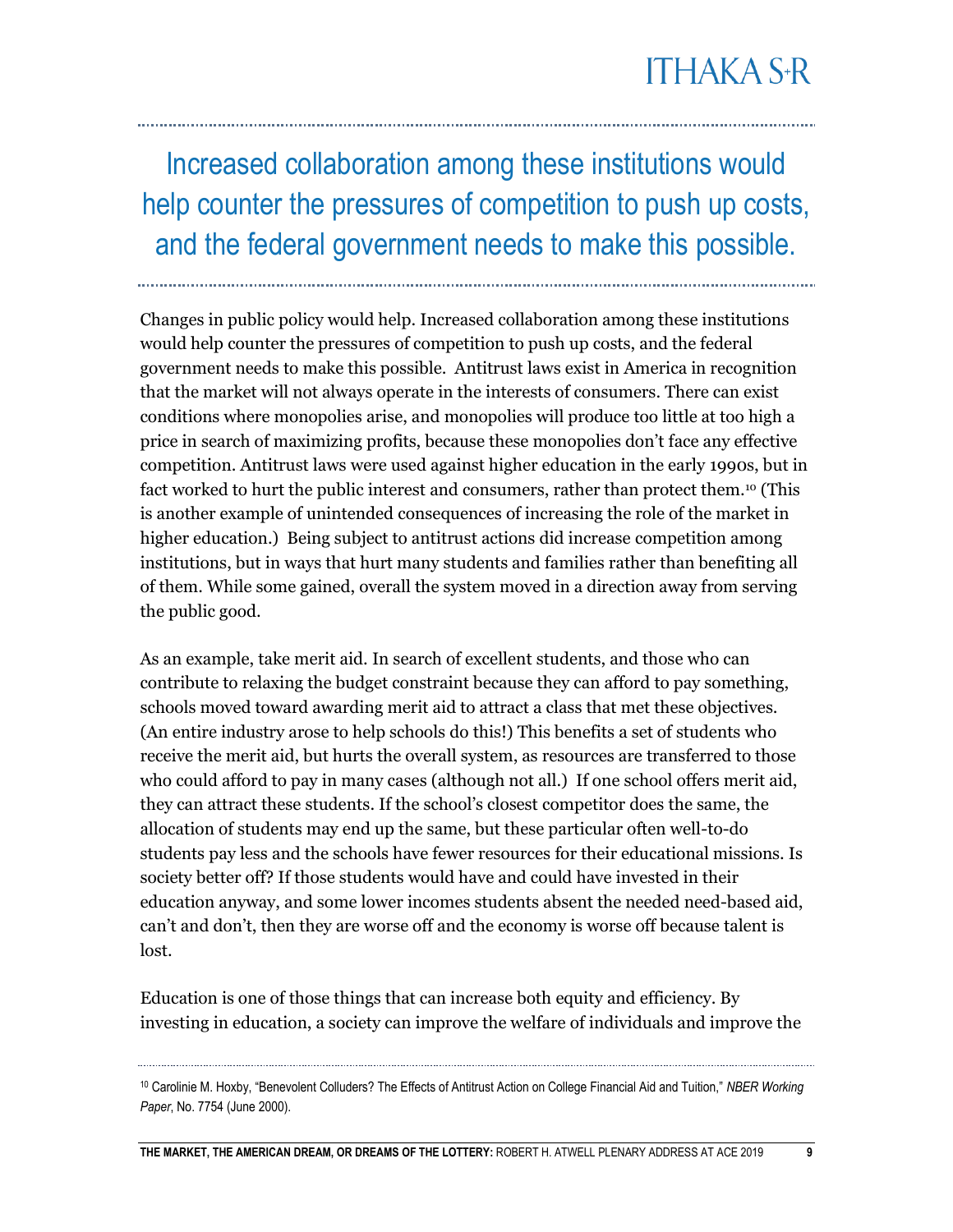> Increased collaboration among these institutions would help counter the pressures of competition to push up costs, and the federal government needs to make this possible.

Changes in public policy would help. Increased collaboration among these institutions would help counter the pressures of competition to push up costs, and the federal government needs to make this possible. Antitrust laws exist in America in recognition that the market will not always operate in the interests of consumers. There can exist conditions where monopolies arise, and monopolies will produce too little at too high a price in search of maximizing profits, because these monopolies don't face any effective competition. Antitrust laws were used against higher education in the early 1990s, but in fact worked to hurt the public interest and consumers, rather than protect them.[10] (This is another example of unintended consequences of increasing the role of the market in higher education.) Being subject to antitrust actions did increase competition among institutions, but in ways that hurt many students and families rather than benefiting all of them. While some gained, overall the system moved in a direction away from serving the public good.

As an example, take merit aid. In search of excellent students, and those who can contribute to relaxing the budget constraint because they can afford to pay something, schools moved toward awarding merit aid to attract a class that met these objectives. (An entire industry arose to help schools do this!) This benefits a set of students who receive the merit aid, but hurts the overall system, as resources are transferred to those who could afford to pay in many cases (although not all.) If one school offers merit aid, they can attract these students. If the school's closest competitor does the same, the allocation of students may end up the same, but these particular often well-to-do students pay less and the schools have fewer resources for their educational missions. Is society better off? If those students would have and could have invested in their education anyway, and some lower incomes students absent the needed need-based aid, can't and don't, then they are worse off and the economy is worse off because talent is lost.

Education is one of those things that can increase both equity and efficiency. By investing in education, a society can improve the welfare of individuals and improve the

[10] Carolinie M. Hoxby, "Benevolent Colluders? The Effects of Antitrust Action on College Financial Aid and Tuition," *NBER Working Paper*, No. 7754 (June 2000).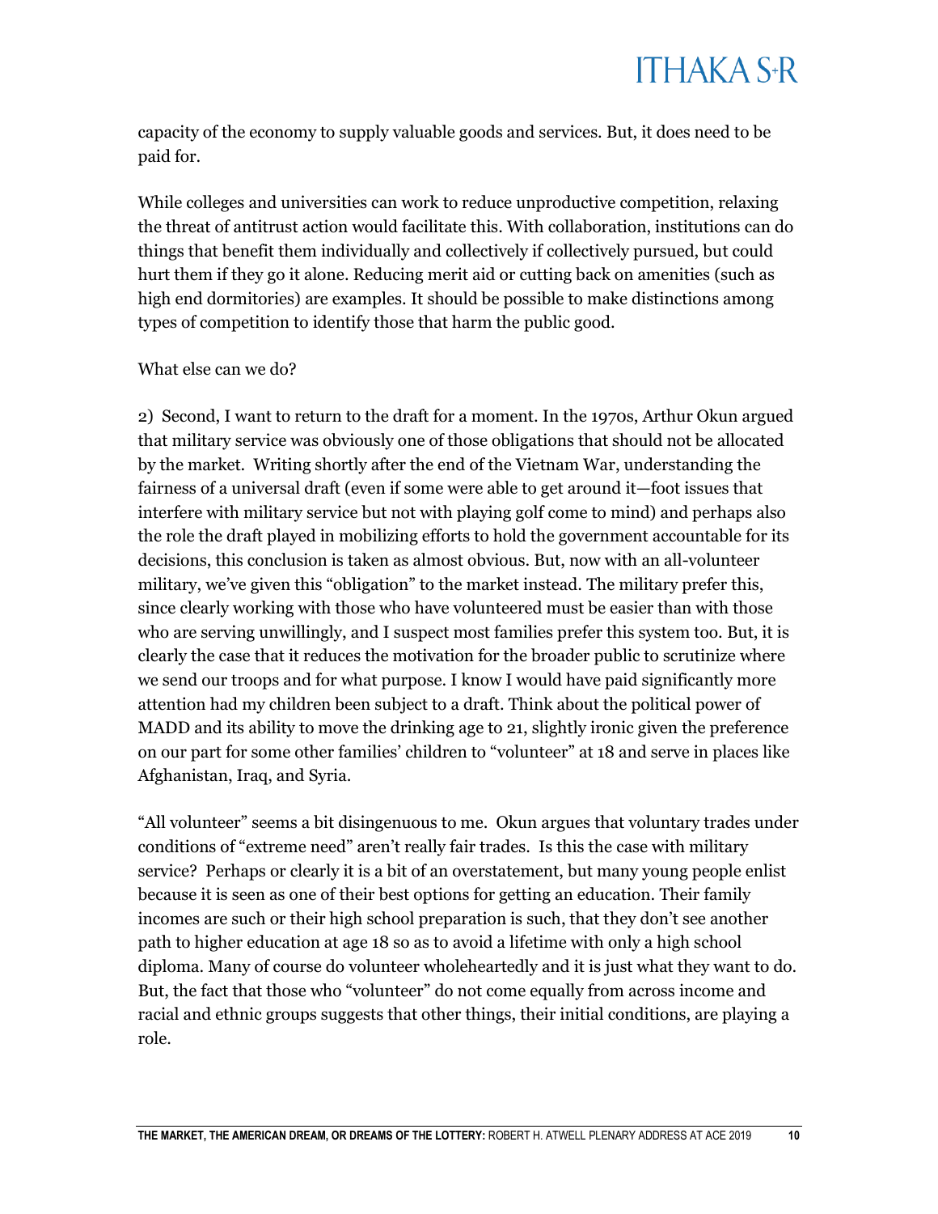capacity of the economy to supply valuable goods and services. But, it does need to be paid for.

While colleges and universities can work to reduce unproductive competition, relaxing the threat of antitrust action would facilitate this. With collaboration, institutions can do things that benefit them individually and collectively if collectively pursued, but could hurt them if they go it alone. Reducing merit aid or cutting back on amenities (such as high end dormitories) are examples. It should be possible to make distinctions among types of competition to identify those that harm the public good.

What else can we do?

2) Second, I want to return to the draft for a moment. In the 1970s, Arthur Okun argued that military service was obviously one of those obligations that should not be allocated by the market. Writing shortly after the end of the Vietnam War, understanding the fairness of a universal draft (even if some were able to get around it—foot issues that interfere with military service but not with playing golf come to mind) and perhaps also the role the draft played in mobilizing efforts to hold the government accountable for its decisions, this conclusion is taken as almost obvious. But, now with an all-volunteer military, we've given this "obligation" to the market instead. The military prefer this, since clearly working with those who have volunteered must be easier than with those who are serving unwillingly, and I suspect most families prefer this system too. But, it is clearly the case that it reduces the motivation for the broader public to scrutinize where we send our troops and for what purpose. I know I would have paid significantly more attention had my children been subject to a draft. Think about the political power of MADD and its ability to move the drinking age to 21, slightly ironic given the preference on our part for some other families' children to "volunteer" at 18 and serve in places like Afghanistan, Iraq, and Syria.

"All volunteer" seems a bit disingenuous to me. Okun argues that voluntary trades under conditions of "extreme need" aren't really fair trades. Is this the case with military service? Perhaps or clearly it is a bit of an overstatement, but many young people enlist because it is seen as one of their best options for getting an education. Their family incomes are such or their high school preparation is such, that they don't see another path to higher education at age 18 so as to avoid a lifetime with only a high school diploma. Many of course do volunteer wholeheartedly and it is just what they want to do. But, the fact that those who "volunteer" do not come equally from across income and racial and ethnic groups suggests that other things, their initial conditions, are playing a role.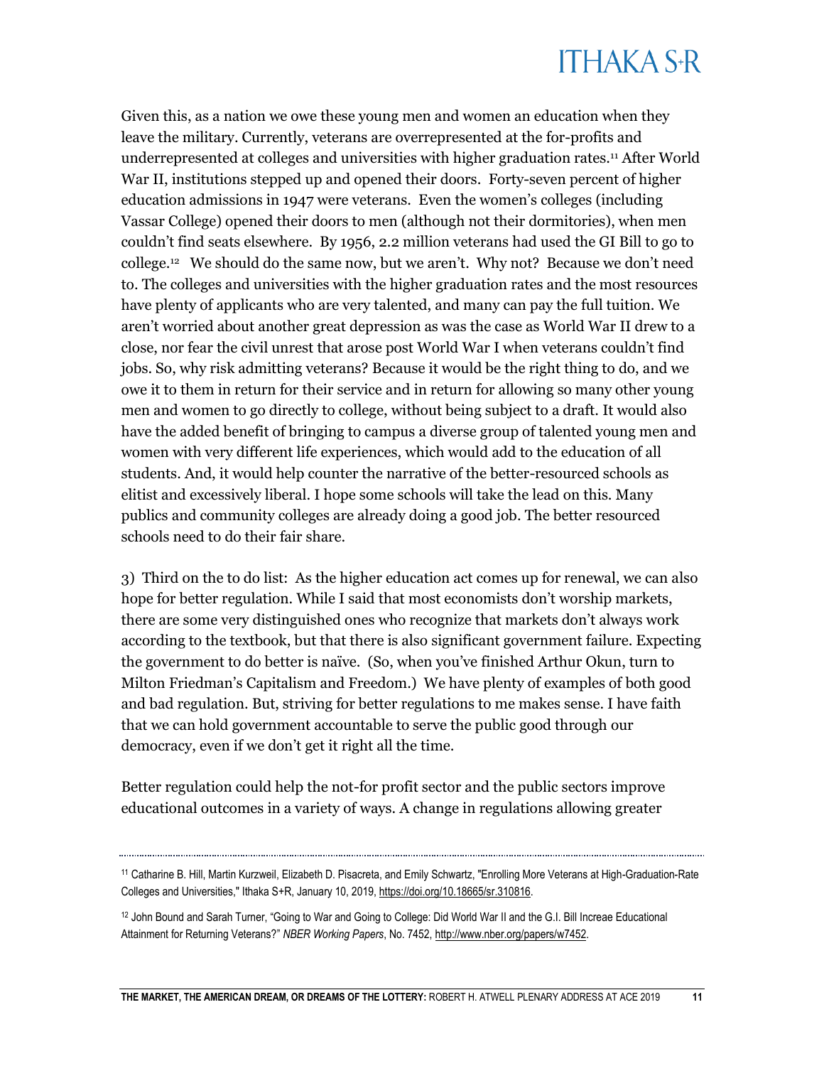Given this, as a nation we owe these young men and women an education when they leave the military. Currently, veterans are overrepresented at the for-profits and underrepresented at colleges and universities with higher graduation rates.[11] After World War II, institutions stepped up and opened their doors. Forty-seven percent of higher education admissions in 1947 were veterans. Even the women's colleges (including Vassar College) opened their doors to men (although not their dormitories), when men couldn't find seats elsewhere. By 1956, 2.2 million veterans had used the GI Bill to go to college.[12] We should do the same now, but we aren't. Why not? Because we don't need to. The colleges and universities with the higher graduation rates and the most resources have plenty of applicants who are very talented, and many can pay the full tuition. We aren't worried about another great depression as was the case as World War II drew to a close, nor fear the civil unrest that arose post World War I when veterans couldn't find jobs. So, why risk admitting veterans? Because it would be the right thing to do, and we owe it to them in return for their service and in return for allowing so many other young men and women to go directly to college, without being subject to a draft. It would also have the added benefit of bringing to campus a diverse group of talented young men and women with very different life experiences, which would add to the education of all students. And, it would help counter the narrative of the better-resourced schools as elitist and excessively liberal. I hope some schools will take the lead on this. Many publics and community colleges are already doing a good job. The better resourced schools need to do their fair share.

3) Third on the to do list: As the higher education act comes up for renewal, we can also hope for better regulation. While I said that most economists don't worship markets, there are some very distinguished ones who recognize that markets don't always work according to the textbook, but that there is also significant government failure. Expecting the government to do better is naïve. (So, when you've finished Arthur Okun, turn to Milton Friedman's Capitalism and Freedom.) We have plenty of examples of both good and bad regulation. But, striving for better regulations to me makes sense. I have faith that we can hold government accountable to serve the public good through our democracy, even if we don't get it right all the time.

Better regulation could help the not-for profit sector and the public sectors improve educational outcomes in a variety of ways. A change in regulations allowing greater

---

[11] Catharine B. Hill, Martin Kurzweil, Elizabeth D. Pisacreta, and Emily Schwartz, "Enrolling More Veterans at High-Graduation-Rate Colleges and Universities," Ithaka S+R, January 10, 2019, https://doi.org/10.18665/sr.310816.

[12] John Bound and Sarah Turner, "Going to War and Going to College: Did World War II and the G.I. Bill Increae Educational Attainment for Returning Veterans?" *NBER Working Papers*, No. 7452, http://www.nber.org/papers/w7452.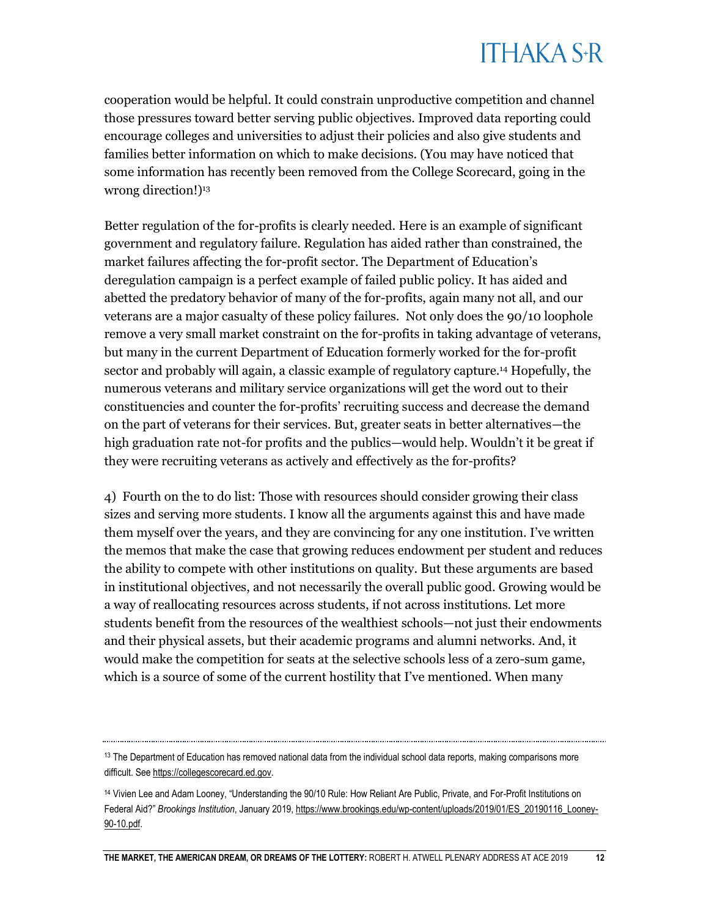cooperation would be helpful. It could constrain unproductive competition and channel those pressures toward better serving public objectives. Improved data reporting could encourage colleges and universities to adjust their policies and also give students and families better information on which to make decisions. (You may have noticed that some information has recently been removed from the College Scorecard, going in the wrong direction!)[13]

Better regulation of the for-profits is clearly needed. Here is an example of significant government and regulatory failure. Regulation has aided rather than constrained, the market failures affecting the for-profit sector. The Department of Education's deregulation campaign is a perfect example of failed public policy. It has aided and abetted the predatory behavior of many of the for-profits, again many not all, and our veterans are a major casualty of these policy failures. Not only does the 90/10 loophole remove a very small market constraint on the for-profits in taking advantage of veterans, but many in the current Department of Education formerly worked for the for-profit sector and probably will again, a classic example of regulatory capture.[14] Hopefully, the numerous veterans and military service organizations will get the word out to their constituencies and counter the for-profits' recruiting success and decrease the demand on the part of veterans for their services. But, greater seats in better alternatives—the high graduation rate not-for profits and the publics—would help. Wouldn't it be great if they were recruiting veterans as actively and effectively as the for-profits?

4) Fourth on the to do list: Those with resources should consider growing their class sizes and serving more students. I know all the arguments against this and have made them myself over the years, and they are convincing for any one institution. I've written the memos that make the case that growing reduces endowment per student and reduces the ability to compete with other institutions on quality. But these arguments are based in institutional objectives, and not necessarily the overall public good. Growing would be a way of reallocating resources across students, if not across institutions. Let more students benefit from the resources of the wealthiest schools—not just their endowments and their physical assets, but their academic programs and alumni networks. And, it would make the competition for seats at the selective schools less of a zero-sum game, which is a source of some of the current hostility that I've mentioned. When many

---

[13] The Department of Education has removed national data from the individual school data reports, making comparisons more difficult. See https://collegescorecard.ed.gov.

[14] Vivien Lee and Adam Looney, "Understanding the 90/10 Rule: How Reliant Are Public, Private, and For-Profit Institutions on Federal Aid?" *Brookings Institution*, January 2019, https://www.brookings.edu/wp-content/uploads/2019/01/ES_20190116_Looney-90-10.pdf.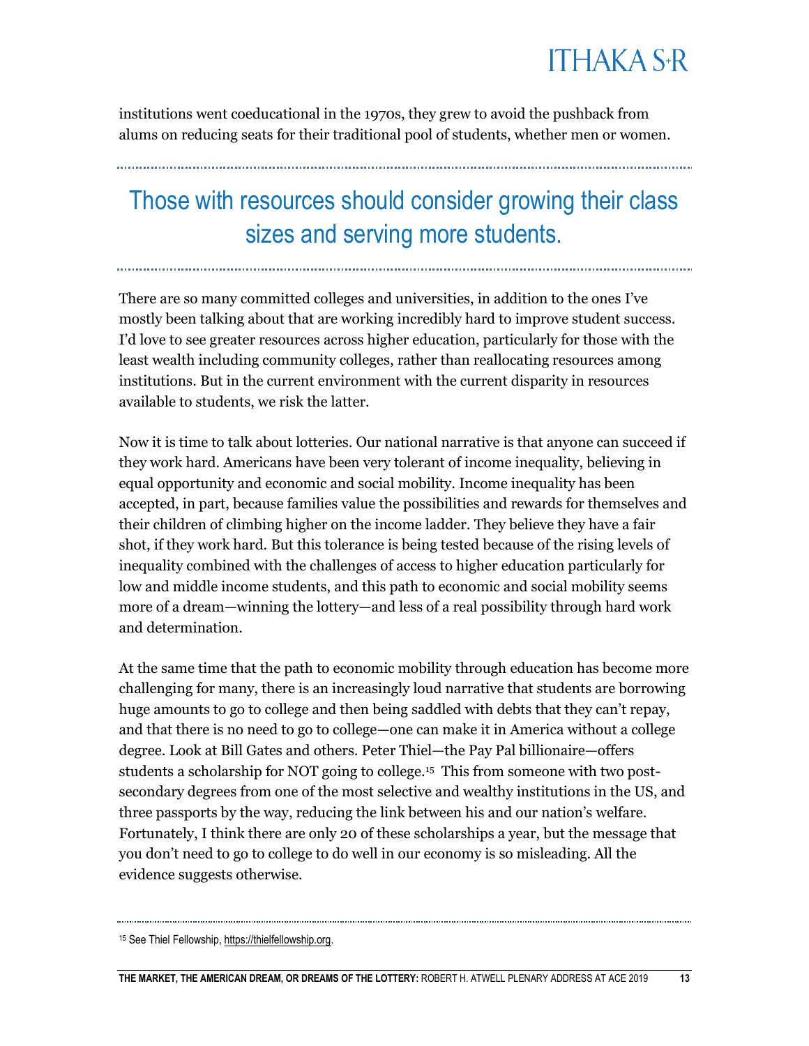institutions went coeducational in the 1970s, they grew to avoid the pushback from alums on reducing seats for their traditional pool of students, whether men or women.

> Those with resources should consider growing their class sizes and serving more students.

There are so many committed colleges and universities, in addition to the ones I've mostly been talking about that are working incredibly hard to improve student success. I'd love to see greater resources across higher education, particularly for those with the least wealth including community colleges, rather than reallocating resources among institutions. But in the current environment with the current disparity in resources available to students, we risk the latter.

Now it is time to talk about lotteries. Our national narrative is that anyone can succeed if they work hard. Americans have been very tolerant of income inequality, believing in equal opportunity and economic and social mobility. Income inequality has been accepted, in part, because families value the possibilities and rewards for themselves and their children of climbing higher on the income ladder. They believe they have a fair shot, if they work hard. But this tolerance is being tested because of the rising levels of inequality combined with the challenges of access to higher education particularly for low and middle income students, and this path to economic and social mobility seems more of a dream—winning the lottery—and less of a real possibility through hard work and determination.

At the same time that the path to economic mobility through education has become more challenging for many, there is an increasingly loud narrative that students are borrowing huge amounts to go to college and then being saddled with debts that they can't repay, and that there is no need to go to college—one can make it in America without a college degree. Look at Bill Gates and others. Peter Thiel—the Pay Pal billionaire—offers students a scholarship for NOT going to college.[15] This from someone with two post-secondary degrees from one of the most selective and wealthy institutions in the US, and three passports by the way, reducing the link between his and our nation's welfare. Fortunately, I think there are only 20 of these scholarships a year, but the message that you don't need to go to college to do well in our economy is so misleading. All the evidence suggests otherwise.

---

[15] See Thiel Fellowship, https://thielfellowship.org.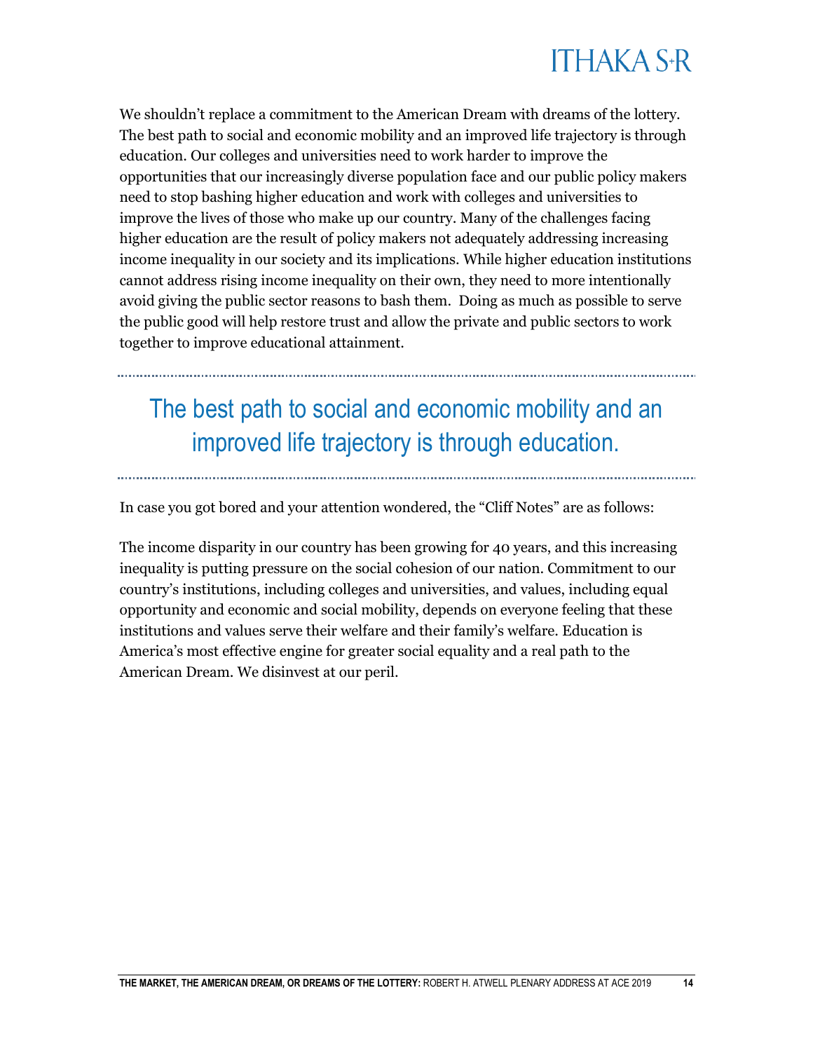We shouldn't replace a commitment to the American Dream with dreams of the lottery. The best path to social and economic mobility and an improved life trajectory is through education. Our colleges and universities need to work harder to improve the opportunities that our increasingly diverse population face and our public policy makers need to stop bashing higher education and work with colleges and universities to improve the lives of those who make up our country. Many of the challenges facing higher education are the result of policy makers not adequately addressing increasing income inequality in our society and its implications. While higher education institutions cannot address rising income inequality on their own, they need to more intentionally avoid giving the public sector reasons to bash them. Doing as much as possible to serve the public good will help restore trust and allow the private and public sectors to work together to improve educational attainment.

> The best path to social and economic mobility and an improved life trajectory is through education.

In case you got bored and your attention wondered, the "Cliff Notes" are as follows:

The income disparity in our country has been growing for 40 years, and this increasing inequality is putting pressure on the social cohesion of our nation. Commitment to our country's institutions, including colleges and universities, and values, including equal opportunity and economic and social mobility, depends on everyone feeling that these institutions and values serve their welfare and their family's welfare. Education is America's most effective engine for greater social equality and a real path to the American Dream. We disinvest at our peril.